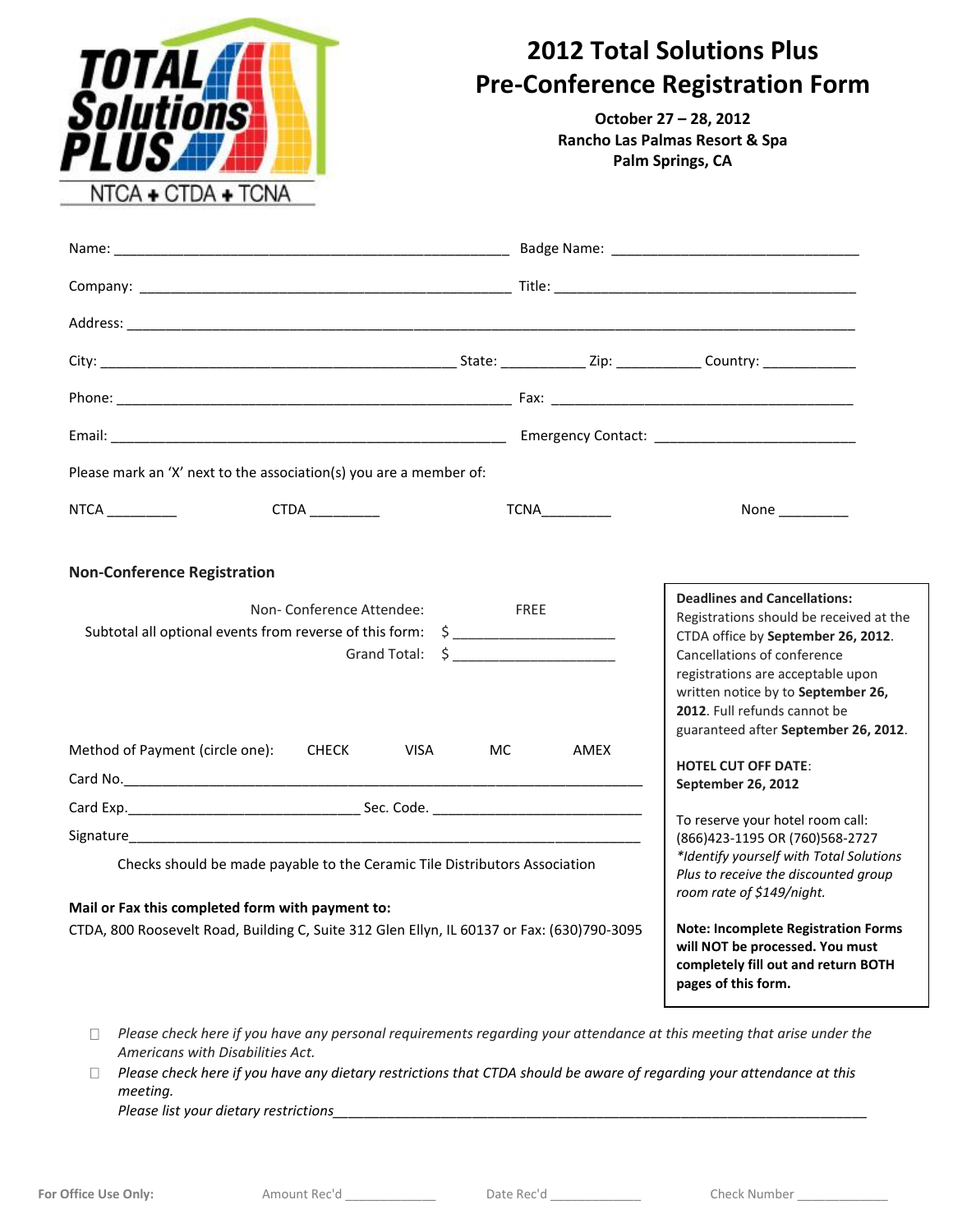TOTAL Solutions PLUS

NTCA + CTDA + TCNA

# 2012 Total Solutions Plus Pre-Conference Registration Form

**October 27 – 28, 2012**
**Rancho Las Palmas Resort & Spa**
**Palm Springs, CA**

Name: ______________________________ Badge Name: ______________________________

Company: ______________________________ Title: ______________________________

Address: ____________________________________________________________

City: ______________________________ State: __________ Zip: __________ Country: __________

Phone: ______________________________ Fax: ______________________________

Email: ______________________________ Emergency Contact: ______________________________

Please mark an 'X' next to the association(s) you are a member of:

NTCA _________ CTDA _________ TCNA_________ None _________

## Non-Conference Registration

Non- Conference Attendee: FREE

Subtotal all optional events from reverse of this form: $ ____________________

Grand Total: $ ____________________

Method of Payment (circle one): CHECK VISA MC AMEX

Card No.____________________________________________________________

Card Exp.______________________________ Sec. Code. ______________________________

Signature____________________________________________________________

Checks should be made payable to the Ceramic Tile Distributors Association

**Mail or Fax this completed form with payment to:**

CTDA, 800 Roosevelt Road, Building C, Suite 312 Glen Ellyn, IL 60137 or Fax: (630)790-3095

**Deadlines and Cancellations:**
Registrations should be received at the CTDA office by **September 26, 2012**. Cancellations of conference registrations are acceptable upon written notice by to **September 26, 2012**. Full refunds cannot be guaranteed after **September 26, 2012**.

**HOTEL CUT OFF DATE**:
**September 26, 2012**

To reserve your hotel room call:
(866)423-1195 OR (760)568-2727
*\*Identify yourself with Total Solutions Plus to receive the discounted group room rate of $149/night.*

**Note: Incomplete Registration Forms will NOT be processed. You must completely fill out and return BOTH pages of this form.**

☐ *Please check here if you have any personal requirements regarding your attendance at this meeting that arise under the Americans with Disabilities Act.*

☐ *Please check here if you have any dietary restrictions that CTDA should be aware of regarding your attendance at this meeting.*
*Please list your dietary restrictions*____________________________________________________________

**For Office Use Only:** Amount Rec'd ____________ Date Rec'd ____________ Check Number ____________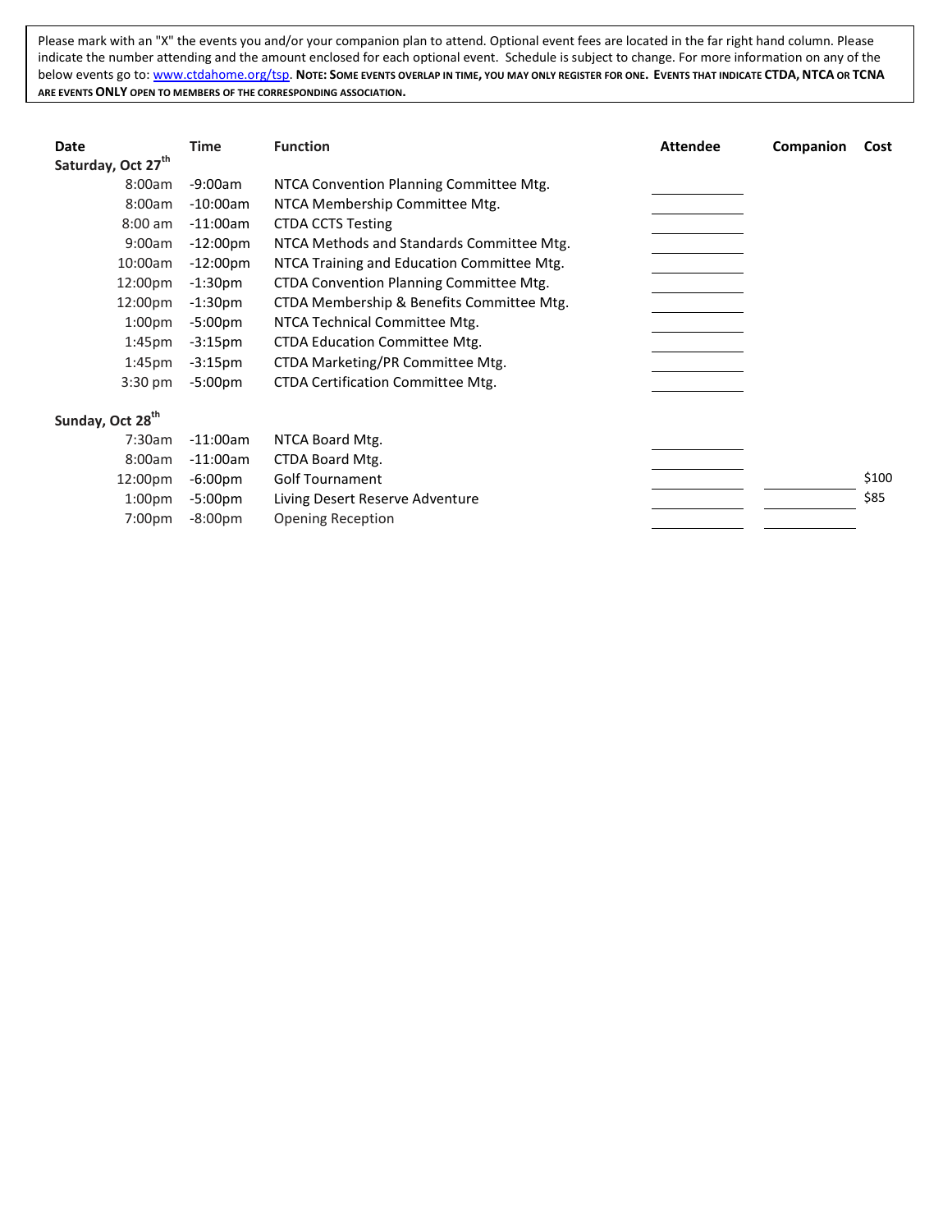Please mark with an "X" the events you and/or your companion plan to attend. Optional event fees are located in the far right hand column. Please indicate the number attending and the amount enclosed for each optional event. Schedule is subject to change. For more information on any of the below events go to: www.ctdahome.org/tsp. **NOTE: SOME EVENTS OVERLAP IN TIME, YOU MAY ONLY REGISTER FOR ONE. EVENTS THAT INDICATE CTDA, NTCA OR TCNA ARE EVENTS ONLY OPEN TO MEMBERS OF THE CORRESPONDING ASSOCIATION.**

| Date | Time | Function | Attendee | Companion | Cost |
|---|---|---|---|---|---|
| **Saturday, Oct 27th** | | | | | |
| 8:00am | -9:00am | NTCA Convention Planning Committee Mtg. | ______ | | |
| 8:00am | -10:00am | NTCA Membership Committee Mtg. | ______ | | |
| 8:00 am | -11:00am | CTDA CCTS Testing | ______ | | |
| 9:00am | -12:00pm | NTCA Methods and Standards Committee Mtg. | ______ | | |
| 10:00am | -12:00pm | NTCA Training and Education Committee Mtg. | ______ | | |
| 12:00pm | -1:30pm | CTDA Convention Planning Committee Mtg. | ______ | | |
| 12:00pm | -1:30pm | CTDA Membership & Benefits Committee Mtg. | ______ | | |
| 1:00pm | -5:00pm | NTCA Technical Committee Mtg. | ______ | | |
| 1:45pm | -3:15pm | CTDA Education Committee Mtg. | ______ | | |
| 1:45pm | -3:15pm | CTDA Marketing/PR Committee Mtg. | ______ | | |
| 3:30 pm | -5:00pm | CTDA Certification Committee Mtg. | ______ | | |
| **Sunday, Oct 28th** | | | | | |
| 7:30am | -11:00am | NTCA Board Mtg. | ______ | | |
| 8:00am | -11:00am | CTDA Board Mtg. | ______ | | |
| 12:00pm | -6:00pm | Golf Tournament | ______ | ______ | $100 |
| 1:00pm | -5:00pm | Living Desert Reserve Adventure | ______ | ______ | $85 |
| 7:00pm | -8:00pm | Opening Reception | ______ | ______ | |